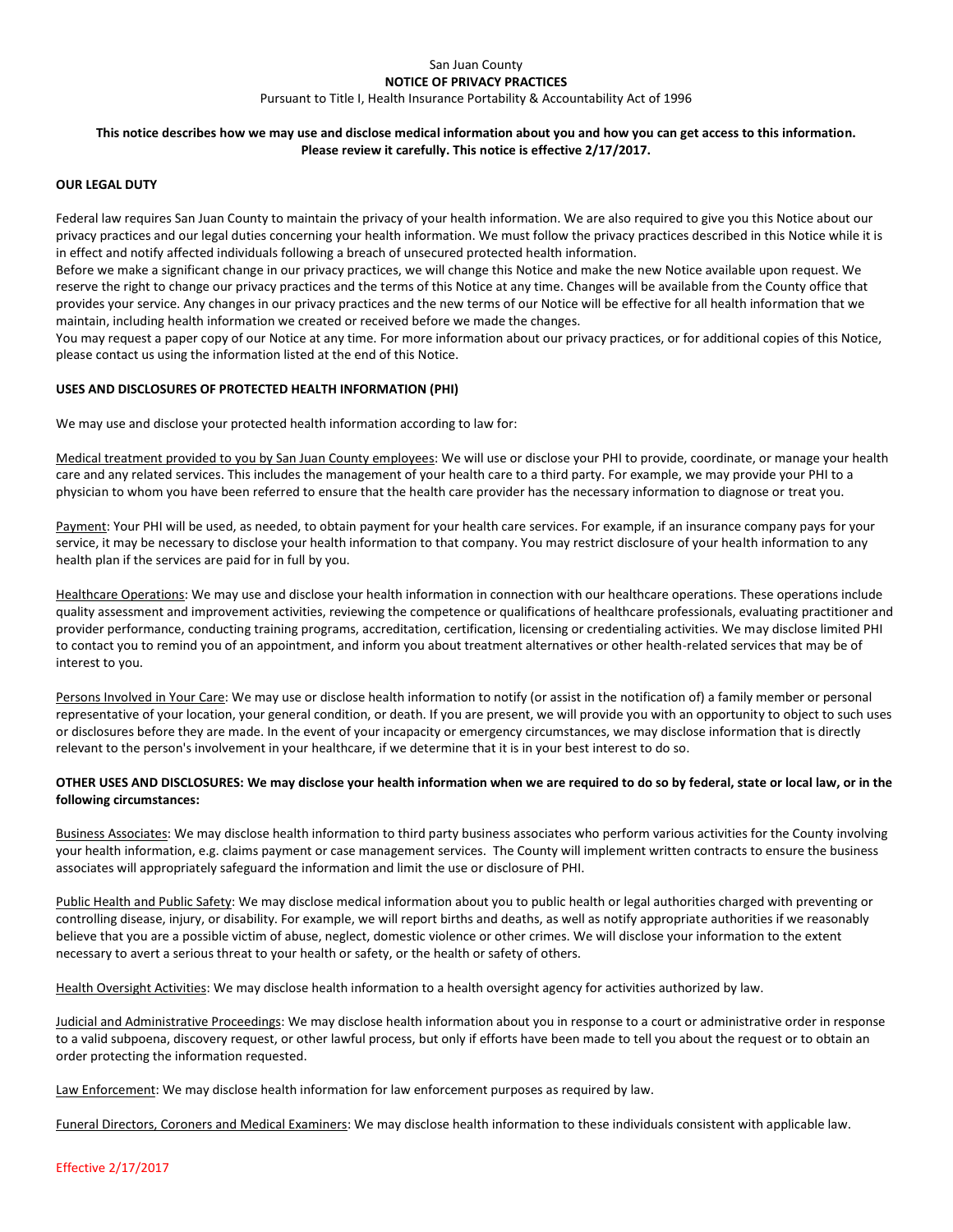San Juan County

**NOTICE OF PRIVACY PRACTICES**

Pursuant to Title I, Health Insurance Portability & Accountability Act of 1996

**This notice describes how we may use and disclose medical information about you and how you can get access to this information. Please review it carefully. This notice is effective 2/17/2017.**

**OUR LEGAL DUTY**

Federal law requires San Juan County to maintain the privacy of your health information. We are also required to give you this Notice about our privacy practices and our legal duties concerning your health information. We must follow the privacy practices described in this Notice while it is in effect and notify affected individuals following a breach of unsecured protected health information.

Before we make a significant change in our privacy practices, we will change this Notice and make the new Notice available upon request. We reserve the right to change our privacy practices and the terms of this Notice at any time. Changes will be available from the County office that provides your service. Any changes in our privacy practices and the new terms of our Notice will be effective for all health information that we maintain, including health information we created or received before we made the changes.

You may request a paper copy of our Notice at any time. For more information about our privacy practices, or for additional copies of this Notice, please contact us using the information listed at the end of this Notice.

**USES AND DISCLOSURES OF PROTECTED HEALTH INFORMATION (PHI)**

We may use and disclose your protected health information according to law for:

Medical treatment provided to you by San Juan County employees: We will use or disclose your PHI to provide, coordinate, or manage your health care and any related services. This includes the management of your health care to a third party. For example, we may provide your PHI to a physician to whom you have been referred to ensure that the health care provider has the necessary information to diagnose or treat you.

Payment: Your PHI will be used, as needed, to obtain payment for your health care services. For example, if an insurance company pays for your service, it may be necessary to disclose your health information to that company. You may restrict disclosure of your health information to any health plan if the services are paid for in full by you.

Healthcare Operations: We may use and disclose your health information in connection with our healthcare operations. These operations include quality assessment and improvement activities, reviewing the competence or qualifications of healthcare professionals, evaluating practitioner and provider performance, conducting training programs, accreditation, certification, licensing or credentialing activities. We may disclose limited PHI to contact you to remind you of an appointment, and inform you about treatment alternatives or other health-related services that may be of interest to you.

Persons Involved in Your Care: We may use or disclose health information to notify (or assist in the notification of) a family member or personal representative of your location, your general condition, or death. If you are present, we will provide you with an opportunity to object to such uses or disclosures before they are made. In the event of your incapacity or emergency circumstances, we may disclose information that is directly relevant to the person's involvement in your healthcare, if we determine that it is in your best interest to do so.

**OTHER USES AND DISCLOSURES: We may disclose your health information when we are required to do so by federal, state or local law, or in the following circumstances:**

Business Associates: We may disclose health information to third party business associates who perform various activities for the County involving your health information, e.g. claims payment or case management services. The County will implement written contracts to ensure the business associates will appropriately safeguard the information and limit the use or disclosure of PHI.

Public Health and Public Safety: We may disclose medical information about you to public health or legal authorities charged with preventing or controlling disease, injury, or disability. For example, we will report births and deaths, as well as notify appropriate authorities if we reasonably believe that you are a possible victim of abuse, neglect, domestic violence or other crimes. We will disclose your information to the extent necessary to avert a serious threat to your health or safety, or the health or safety of others.

Health Oversight Activities: We may disclose health information to a health oversight agency for activities authorized by law.

Judicial and Administrative Proceedings: We may disclose health information about you in response to a court or administrative order in response to a valid subpoena, discovery request, or other lawful process, but only if efforts have been made to tell you about the request or to obtain an order protecting the information requested.

Law Enforcement: We may disclose health information for law enforcement purposes as required by law.

Funeral Directors, Coroners and Medical Examiners: We may disclose health information to these individuals consistent with applicable law.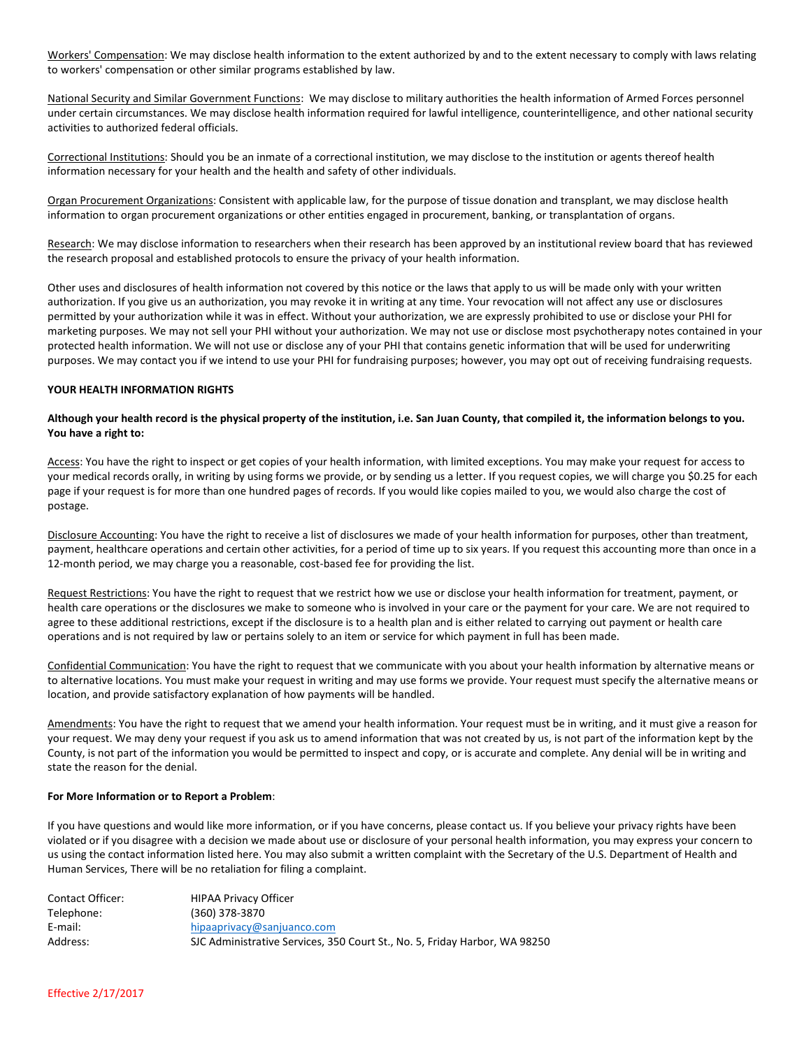<u>Workers' Compensation</u>: We may disclose health information to the extent authorized by and to the extent necessary to comply with laws relating to workers' compensation or other similar programs established by law.

<u>National Security and Similar Government Functions</u>: We may disclose to military authorities the health information of Armed Forces personnel under certain circumstances. We may disclose health information required for lawful intelligence, counterintelligence, and other national security activities to authorized federal officials.

<u>Correctional Institutions</u>: Should you be an inmate of a correctional institution, we may disclose to the institution or agents thereof health information necessary for your health and the health and safety of other individuals.

<u>Organ Procurement Organizations</u>: Consistent with applicable law, for the purpose of tissue donation and transplant, we may disclose health information to organ procurement organizations or other entities engaged in procurement, banking, or transplantation of organs.

<u>Research</u>: We may disclose information to researchers when their research has been approved by an institutional review board that has reviewed the research proposal and established protocols to ensure the privacy of your health information.

Other uses and disclosures of health information not covered by this notice or the laws that apply to us will be made only with your written authorization. If you give us an authorization, you may revoke it in writing at any time. Your revocation will not affect any use or disclosures permitted by your authorization while it was in effect. Without your authorization, we are expressly prohibited to use or disclose your PHI for marketing purposes. We may not sell your PHI without your authorization. We may not use or disclose most psychotherapy notes contained in your protected health information. We will not use or disclose any of your PHI that contains genetic information that will be used for underwriting purposes. We may contact you if we intend to use your PHI for fundraising purposes; however, you may opt out of receiving fundraising requests.

**YOUR HEALTH INFORMATION RIGHTS**

**Although your health record is the physical property of the institution, i.e. San Juan County, that compiled it, the information belongs to you. You have a right to:**

<u>Access</u>: You have the right to inspect or get copies of your health information, with limited exceptions. You may make your request for access to your medical records orally, in writing by using forms we provide, or by sending us a letter. If you request copies, we will charge you $0.25 for each page if your request is for more than one hundred pages of records. If you would like copies mailed to you, we would also charge the cost of postage.

<u>Disclosure Accounting</u>: You have the right to receive a list of disclosures we made of your health information for purposes, other than treatment, payment, healthcare operations and certain other activities, for a period of time up to six years. If you request this accounting more than once in a 12-month period, we may charge you a reasonable, cost-based fee for providing the list.

<u>Request Restrictions</u>: You have the right to request that we restrict how we use or disclose your health information for treatment, payment, or health care operations or the disclosures we make to someone who is involved in your care or the payment for your care. We are not required to agree to these additional restrictions, except if the disclosure is to a health plan and is either related to carrying out payment or health care operations and is not required by law or pertains solely to an item or service for which payment in full has been made.

<u>Confidential Communication</u>: You have the right to request that we communicate with you about your health information by alternative means or to alternative locations. You must make your request in writing and may use forms we provide. Your request must specify the alternative means or location, and provide satisfactory explanation of how payments will be handled.

<u>Amendments</u>: You have the right to request that we amend your health information. Your request must be in writing, and it must give a reason for your request. We may deny your request if you ask us to amend information that was not created by us, is not part of the information kept by the County, is not part of the information you would be permitted to inspect and copy, or is accurate and complete. Any denial will be in writing and state the reason for the denial.

**For More Information or to Report a Problem**:

If you have questions and would like more information, or if you have concerns, please contact us. If you believe your privacy rights have been violated or if you disagree with a decision we made about use or disclosure of your personal health information, you may express your concern to us using the contact information listed here. You may also submit a written complaint with the Secretary of the U.S. Department of Health and Human Services, There will be no retaliation for filing a complaint.

| | |
|---|---|
| Contact Officer: | HIPAA Privacy Officer |
| Telephone: | (360) 378-3870 |
| E-mail: | hipaaprivacy@sanjuanco.com |
| Address: | SJC Administrative Services, 350 Court St., No. 5, Friday Harbor, WA 98250 |

Effective 2/17/2017